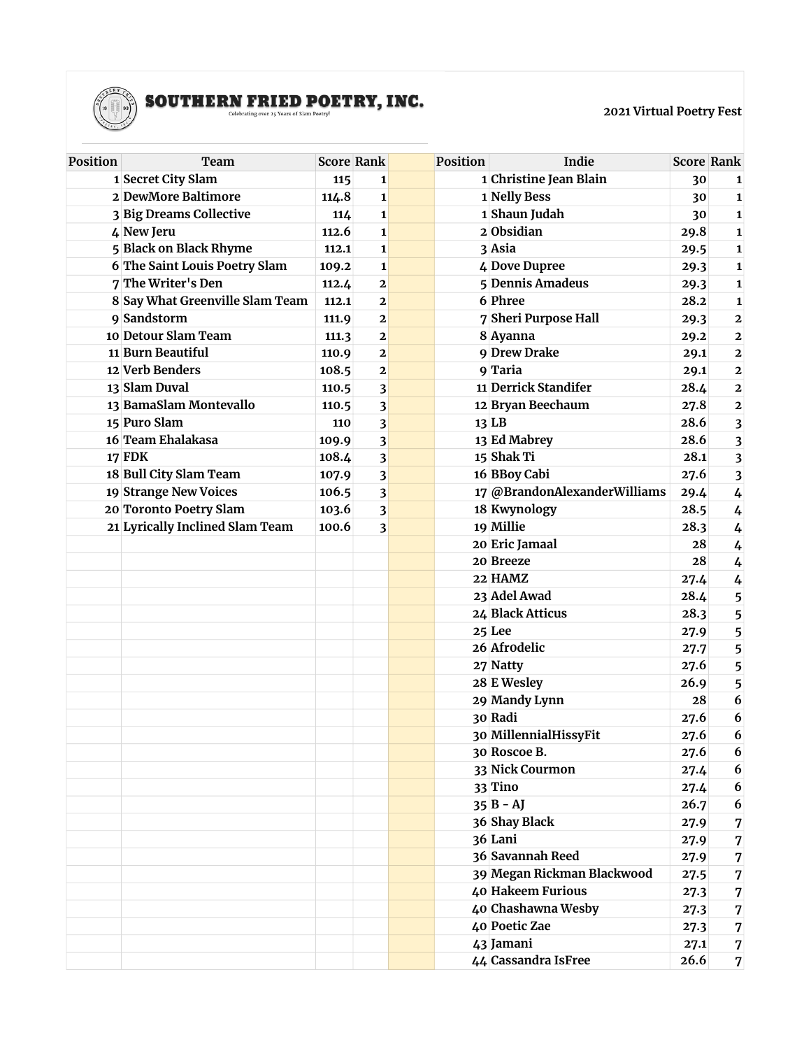**SOUTHERN FRIED POETRY, INC.**

Celebrating over 25 Years of Slam Poetry!

2021 Virtual Poetry Fest

| Position | Team | Score | Rank | | Position | Indie | Score | Rank |
|---|---|---|---|---|---|---|---|---|
| 1 | Secret City Slam | 115 | 1 | | 1 | Christine Jean Blain | 30 | 1 |
| 2 | DewMore Baltimore | 114.8 | 1 | | 1 | Nelly Bess | 30 | 1 |
| 3 | Big Dreams Collective | 114 | 1 | | 1 | Shaun Judah | 30 | 1 |
| 4 | New Jeru | 112.6 | 1 | | 2 | Obsidian | 29.8 | 1 |
| 5 | Black on Black Rhyme | 112.1 | 1 | | 3 | Asia | 29.5 | 1 |
| 6 | The Saint Louis Poetry Slam | 109.2 | 1 | | 4 | Dove Dupree | 29.3 | 1 |
| 7 | The Writer's Den | 112.4 | 2 | | 5 | Dennis Amadeus | 29.3 | 1 |
| 8 | Say What Greenville Slam Team | 112.1 | 2 | | 6 | Phree | 28.2 | 1 |
| 9 | Sandstorm | 111.9 | 2 | | 7 | Sheri Purpose Hall | 29.3 | 2 |
| 10 | Detour Slam Team | 111.3 | 2 | | 8 | Ayanna | 29.2 | 2 |
| 11 | Burn Beautiful | 110.9 | 2 | | 9 | Drew Drake | 29.1 | 2 |
| 12 | Verb Benders | 108.5 | 2 | | 9 | Taria | 29.1 | 2 |
| 13 | Slam Duval | 110.5 | 3 | | 11 | Derrick Standifer | 28.4 | 2 |
| 13 | BamaSlam Montevallo | 110.5 | 3 | | 12 | Bryan Beechaum | 27.8 | 2 |
| 15 | Puro Slam | 110 | 3 | | 13 | LB | 28.6 | 3 |
| 16 | Team Ehalakasa | 109.9 | 3 | | 13 | Ed Mabrey | 28.6 | 3 |
| 17 | FDK | 108.4 | 3 | | 15 | Shak Ti | 28.1 | 3 |
| 18 | Bull City Slam Team | 107.9 | 3 | | 16 | BBoy Cabi | 27.6 | 3 |
| 19 | Strange New Voices | 106.5 | 3 | | 17 | @BrandonAlexanderWilliams | 29.4 | 4 |
| 20 | Toronto Poetry Slam | 103.6 | 3 | | 18 | Kwynology | 28.5 | 4 |
| 21 | Lyrically Inclined Slam Team | 100.6 | 3 | | 19 | Millie | 28.3 | 4 |
| | | | | | 20 | Eric Jamaal | 28 | 4 |
| | | | | | 20 | Breeze | 28 | 4 |
| | | | | | 22 | HAMZ | 27.4 | 4 |
| | | | | | 23 | Adel Awad | 28.4 | 5 |
| | | | | | 24 | Black Atticus | 28.3 | 5 |
| | | | | | 25 | Lee | 27.9 | 5 |
| | | | | | 26 | Afrodelic | 27.7 | 5 |
| | | | | | 27 | Natty | 27.6 | 5 |
| | | | | | 28 | E Wesley | 26.9 | 5 |
| | | | | | 29 | Mandy Lynn | 28 | 6 |
| | | | | | 30 | Radi | 27.6 | 6 |
| | | | | | 30 | MillennialHissyFit | 27.6 | 6 |
| | | | | | 30 | Roscoe B. | 27.6 | 6 |
| | | | | | 33 | Nick Courmon | 27.4 | 6 |
| | | | | | 33 | Tino | 27.4 | 6 |
| | | | | | 35 | B - AJ | 26.7 | 6 |
| | | | | | 36 | Shay Black | 27.9 | 7 |
| | | | | | 36 | Lani | 27.9 | 7 |
| | | | | | 36 | Savannah Reed | 27.9 | 7 |
| | | | | | 39 | Megan Rickman Blackwood | 27.5 | 7 |
| | | | | | 40 | Hakeem Furious | 27.3 | 7 |
| | | | | | 40 | Chashawna Wesby | 27.3 | 7 |
| | | | | | 40 | Poetic Zae | 27.3 | 7 |
| | | | | | 43 | Jamani | 27.1 | 7 |
| | | | | | 44 | Cassandra IsFree | 26.6 | 7 |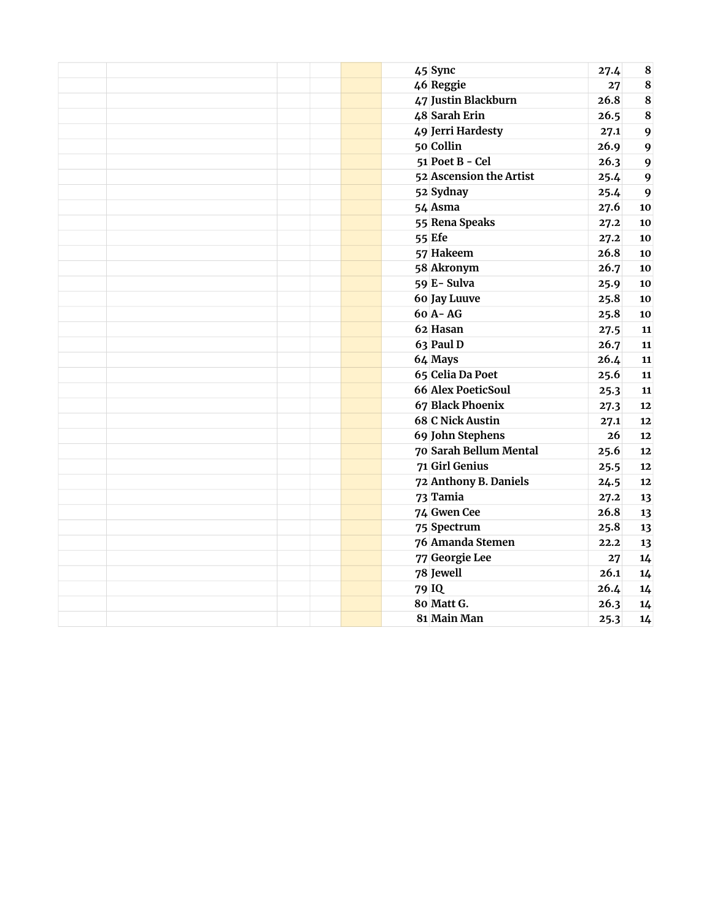| | | | |
|---|---|---|---|
| 45 | Sync | 27.4 | 8 |
| 46 | Reggie | 27 | 8 |
| 47 | Justin Blackburn | 26.8 | 8 |
| 48 | Sarah Erin | 26.5 | 8 |
| 49 | Jerri Hardesty | 27.1 | 9 |
| 50 | Collin | 26.9 | 9 |
| 51 | Poet B - Cel | 26.3 | 9 |
| 52 | Ascension the Artist | 25.4 | 9 |
| 52 | Sydnay | 25.4 | 9 |
| 54 | Asma | 27.6 | 10 |
| 55 | Rena Speaks | 27.2 | 10 |
| 55 | Efe | 27.2 | 10 |
| 57 | Hakeem | 26.8 | 10 |
| 58 | Akronym | 26.7 | 10 |
| 59 | E- Sulva | 25.9 | 10 |
| 60 | Jay Luuve | 25.8 | 10 |
| 60 | A- AG | 25.8 | 10 |
| 62 | Hasan | 27.5 | 11 |
| 63 | Paul D | 26.7 | 11 |
| 64 | Mays | 26.4 | 11 |
| 65 | Celia Da Poet | 25.6 | 11 |
| 66 | Alex PoeticSoul | 25.3 | 11 |
| 67 | Black Phoenix | 27.3 | 12 |
| 68 | C Nick Austin | 27.1 | 12 |
| 69 | John Stephens | 26 | 12 |
| 70 | Sarah Bellum Mental | 25.6 | 12 |
| 71 | Girl Genius | 25.5 | 12 |
| 72 | Anthony B. Daniels | 24.5 | 12 |
| 73 | Tamia | 27.2 | 13 |
| 74 | Gwen Cee | 26.8 | 13 |
| 75 | Spectrum | 25.8 | 13 |
| 76 | Amanda Stemen | 22.2 | 13 |
| 77 | Georgie Lee | 27 | 14 |
| 78 | Jewell | 26.1 | 14 |
| 79 | IQ | 26.4 | 14 |
| 80 | Matt G. | 26.3 | 14 |
| 81 | Main Man | 25.3 | 14 |